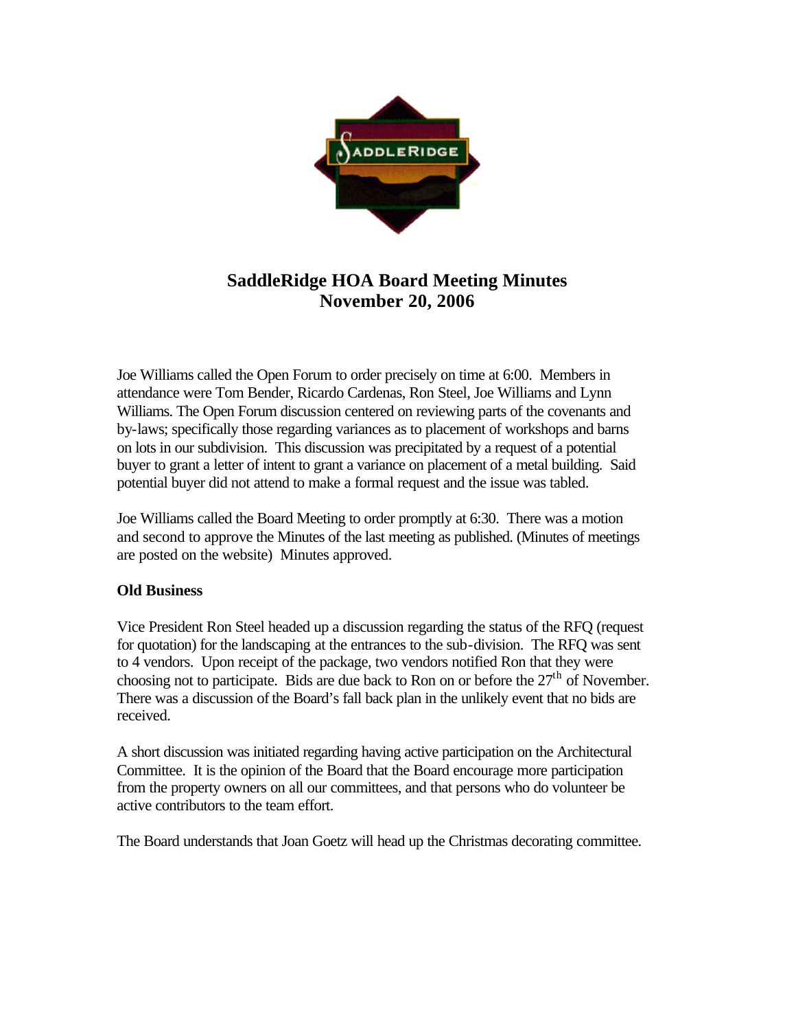# SaddleRidge HOA Board Meeting Minutes
## November 20, 2006

Joe Williams called the Open Forum to order precisely on time at 6:00. Members in attendance were Tom Bender, Ricardo Cardenas, Ron Steel, Joe Williams and Lynn Williams. The Open Forum discussion centered on reviewing parts of the covenants and by-laws; specifically those regarding variances as to placement of workshops and barns on lots in our subdivision. This discussion was precipitated by a request of a potential buyer to grant a letter of intent to grant a variance on placement of a metal building. Said potential buyer did not attend to make a formal request and the issue was tabled.

Joe Williams called the Board Meeting to order promptly at 6:30. There was a motion and second to approve the Minutes of the last meeting as published. (Minutes of meetings are posted on the website) Minutes approved.

**Old Business**

Vice President Ron Steel headed up a discussion regarding the status of the RFQ (request for quotation) for the landscaping at the entrances to the sub-division. The RFQ was sent to 4 vendors. Upon receipt of the package, two vendors notified Ron that they were choosing not to participate. Bids are due back to Ron on or before the 27th of November. There was a discussion of the Board's fall back plan in the unlikely event that no bids are received.

A short discussion was initiated regarding having active participation on the Architectural Committee. It is the opinion of the Board that the Board encourage more participation from the property owners on all our committees, and that persons who do volunteer be active contributors to the team effort.

The Board understands that Joan Goetz will head up the Christmas decorating committee.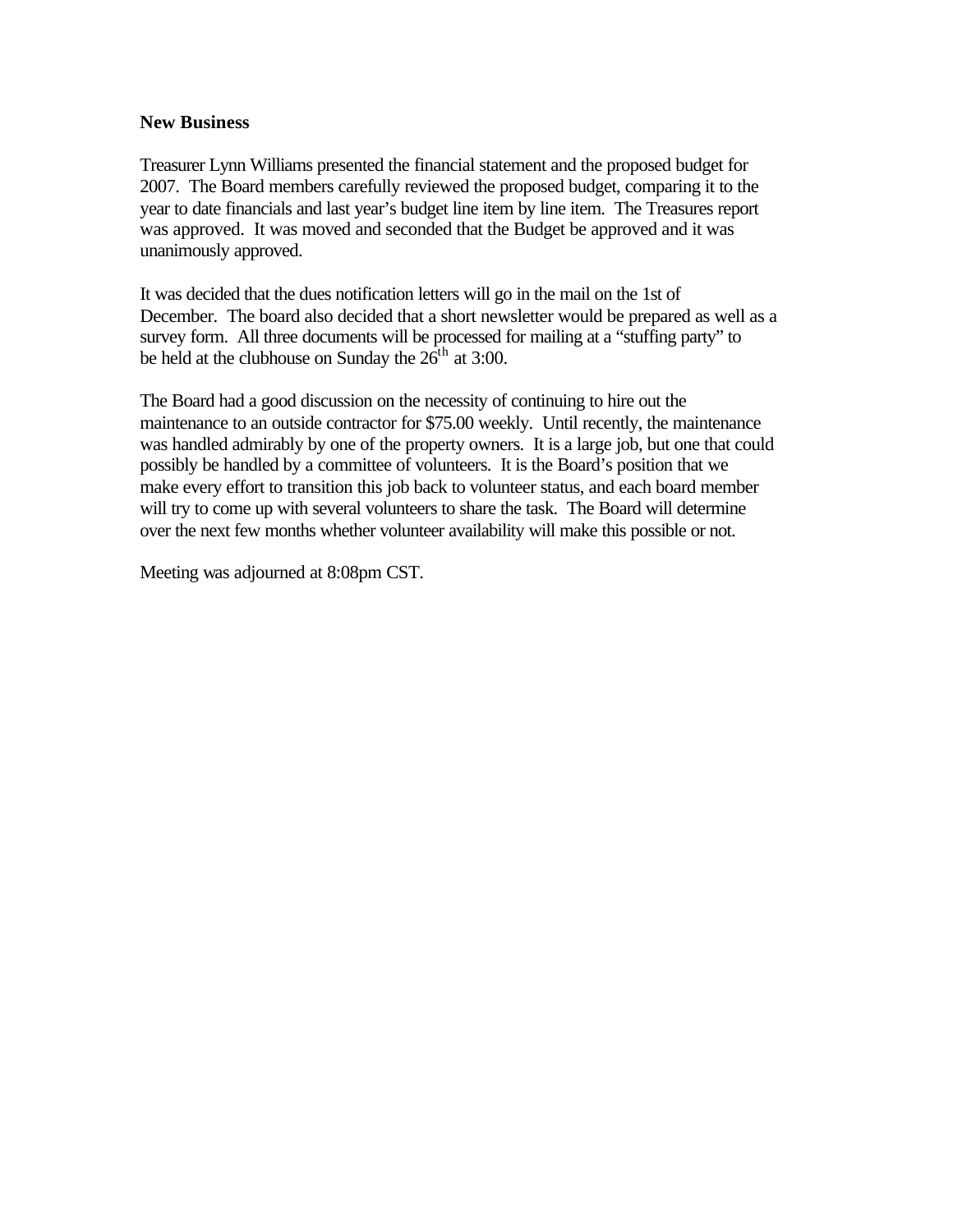**New Business**

Treasurer Lynn Williams presented the financial statement and the proposed budget for 2007. The Board members carefully reviewed the proposed budget, comparing it to the year to date financials and last year's budget line item by line item. The Treasures report was approved. It was moved and seconded that the Budget be approved and it was unanimously approved.

It was decided that the dues notification letters will go in the mail on the 1st of December. The board also decided that a short newsletter would be prepared as well as a survey form. All three documents will be processed for mailing at a "stuffing party" to be held at the clubhouse on Sunday the 26th at 3:00.

The Board had a good discussion on the necessity of continuing to hire out the maintenance to an outside contractor for $75.00 weekly. Until recently, the maintenance was handled admirably by one of the property owners. It is a large job, but one that could possibly be handled by a committee of volunteers. It is the Board's position that we make every effort to transition this job back to volunteer status, and each board member will try to come up with several volunteers to share the task. The Board will determine over the next few months whether volunteer availability will make this possible or not.

Meeting was adjourned at 8:08pm CST.